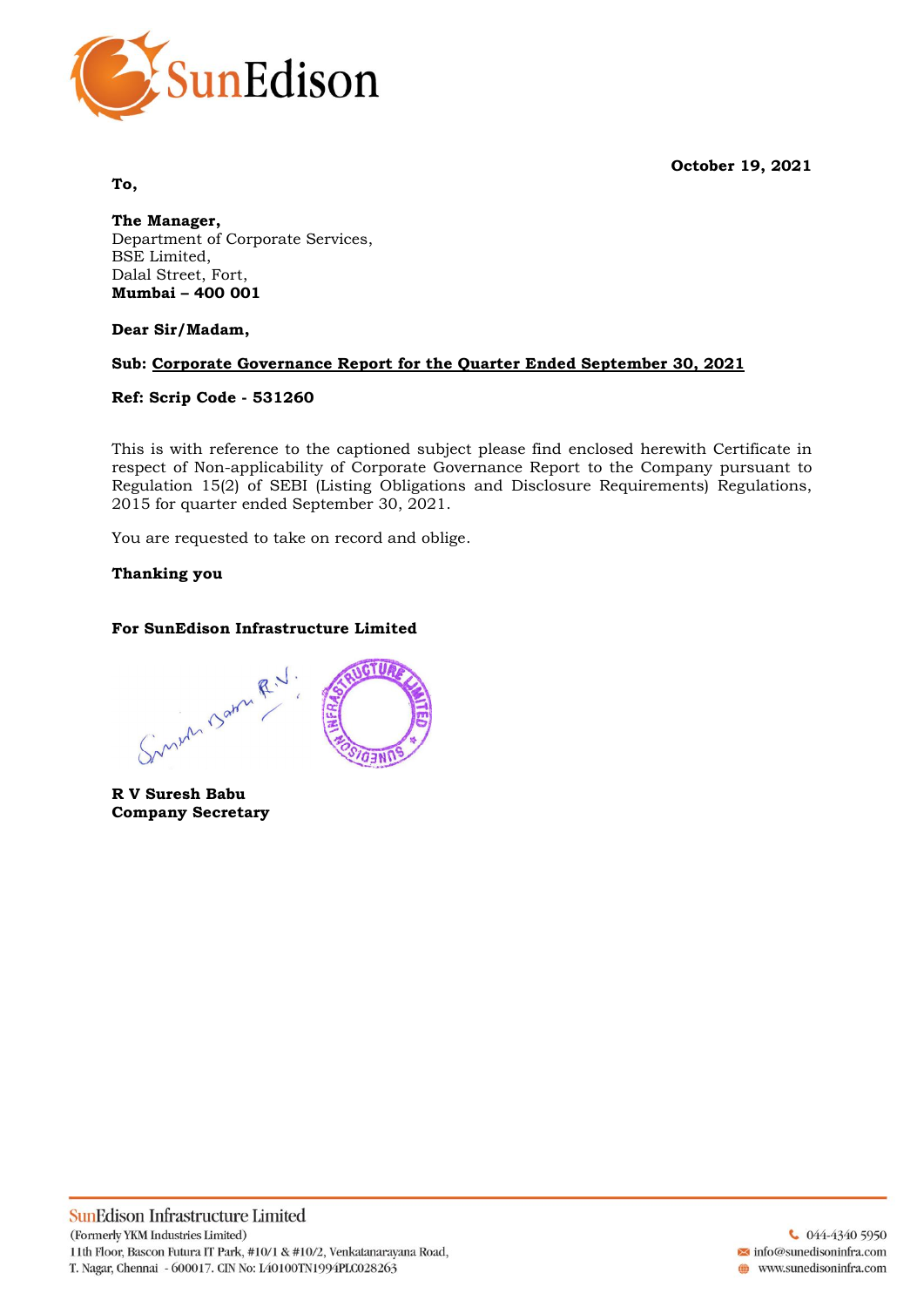**October 19, 2021**

**To,**

**The Manager,**
Department of Corporate Services,
BSE Limited,
Dalal Street, Fort,
**Mumbai – 400 001**

**Dear Sir/Madam,**

**Sub: <u>Corporate Governance Report for the Quarter Ended September 30, 2021</u>**

**Ref: Scrip Code - 531260**

This is with reference to the captioned subject please find enclosed herewith Certificate in respect of Non-applicability of Corporate Governance Report to the Company pursuant to Regulation 15(2) of SEBI (Listing Obligations and Disclosure Requirements) Regulations, 2015 for quarter ended September 30, 2021.

You are requested to take on record and oblige.

**Thanking you**

**For SunEdison Infrastructure Limited**

**R V Suresh Babu**
**Company Secretary**

SunEdison Infrastructure Limited
(Formerly YKM Industries Limited)
11th Floor, Bascon Futura IT Park, #10/1 & #10/2, Venkatanarayana Road,
T. Nagar, Chennai - 600017. CIN No: L40100TN1994PLC028263

044-4340 5950
info@sunedisoninfra.com
www.sunedisoninfra.com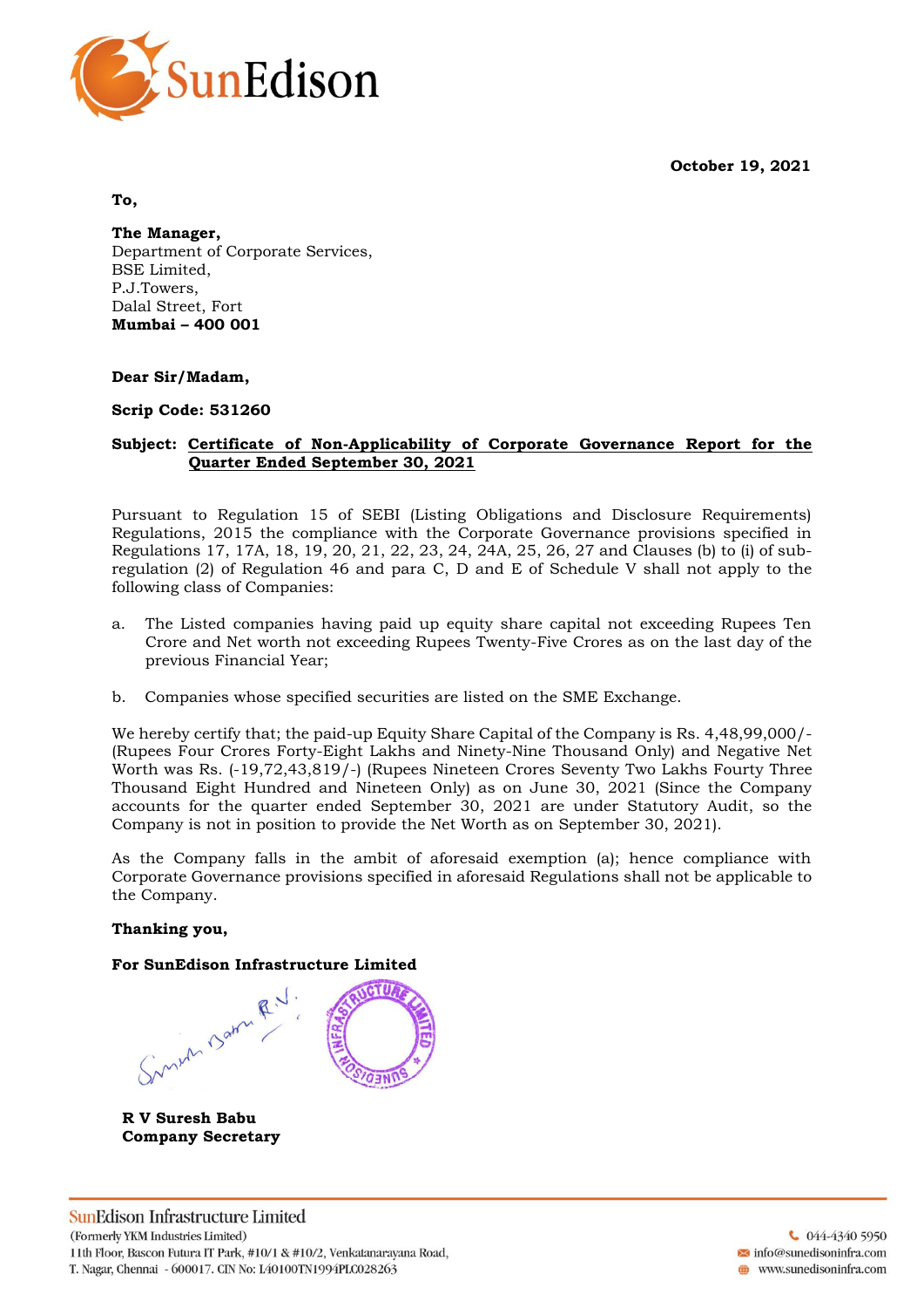October 19, 2021

**To,**

**The Manager,**
Department of Corporate Services,
BSE Limited,
P.J.Towers,
Dalal Street, Fort
**Mumbai – 400 001**

**Dear Sir/Madam,**

**Scrip Code: 531260**

**Subject: Certificate of Non-Applicability of Corporate Governance Report for the Quarter Ended September 30, 2021**

Pursuant to Regulation 15 of SEBI (Listing Obligations and Disclosure Requirements) Regulations, 2015 the compliance with the Corporate Governance provisions specified in Regulations 17, 17A, 18, 19, 20, 21, 22, 23, 24, 24A, 25, 26, 27 and Clauses (b) to (i) of sub-regulation (2) of Regulation 46 and para C, D and E of Schedule V shall not apply to the following class of Companies:

a. The Listed companies having paid up equity share capital not exceeding Rupees Ten Crore and Net worth not exceeding Rupees Twenty-Five Crores as on the last day of the previous Financial Year;

b. Companies whose specified securities are listed on the SME Exchange.

We hereby certify that; the paid-up Equity Share Capital of the Company is Rs. 4,48,99,000/- (Rupees Four Crores Forty-Eight Lakhs and Ninety-Nine Thousand Only) and Negative Net Worth was Rs. (-19,72,43,819/-) (Rupees Nineteen Crores Seventy Two Lakhs Fourty Three Thousand Eight Hundred and Nineteen Only) as on June 30, 2021 (Since the Company accounts for the quarter ended September 30, 2021 are under Statutory Audit, so the Company is not in position to provide the Net Worth as on September 30, 2021).

As the Company falls in the ambit of aforesaid exemption (a); hence compliance with Corporate Governance provisions specified in aforesaid Regulations shall not be applicable to the Company.

**Thanking you,**

**For SunEdison Infrastructure Limited**

**R V Suresh Babu**
**Company Secretary**

SunEdison Infrastructure Limited
(Formerly YKM Industries Limited)
11th Floor, Bascon Futura IT Park, #10/1 & #10/2, Venkatanarayana Road, T. Nagar, Chennai - 600017. CIN No: L40100TN1994PLC028263

044-4340 5950
info@sunedisoninfra.com
www.sunedisoninfra.com